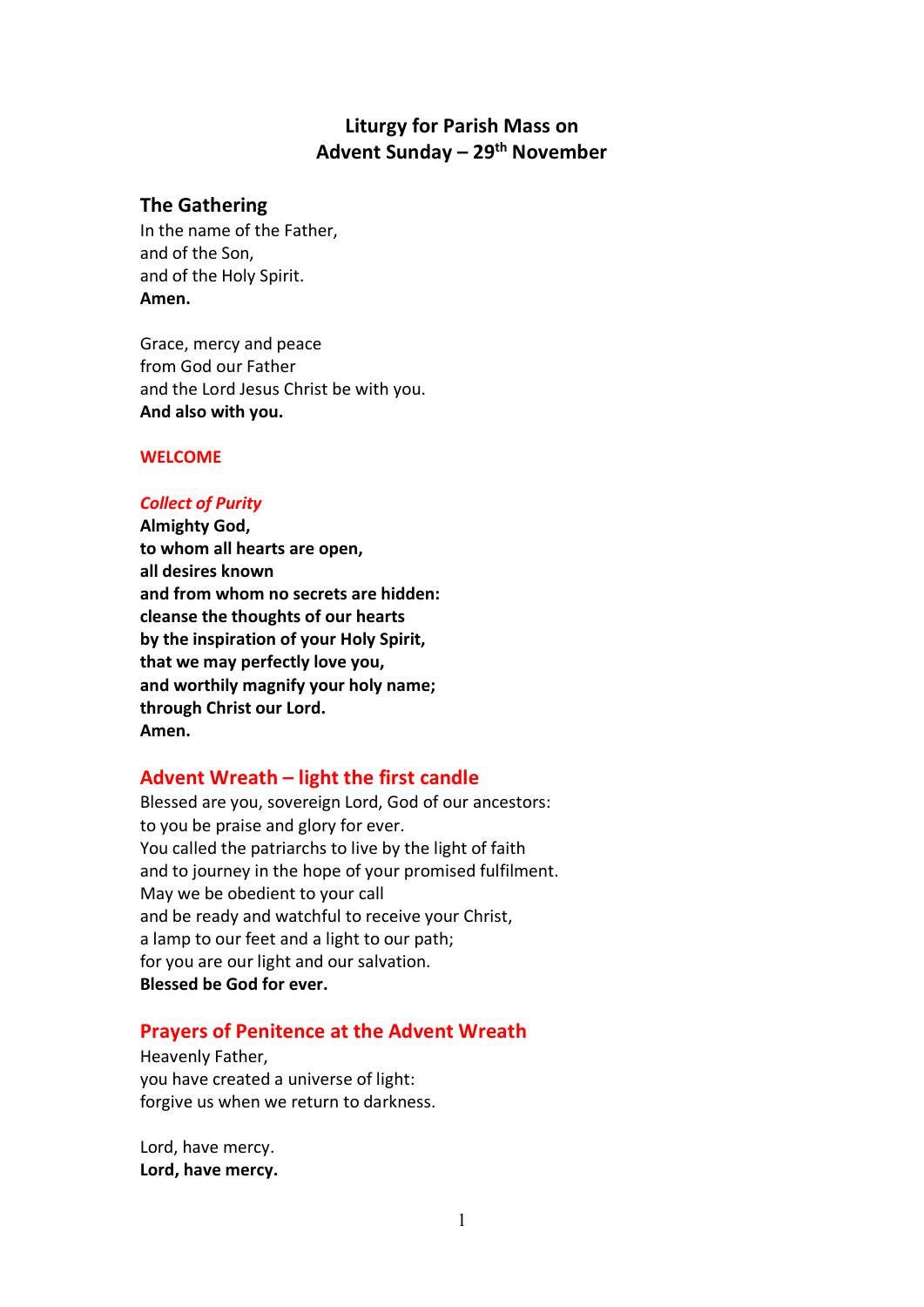# Liturgy for Parish Mass on
# Advent Sunday – 29th November

## The Gathering

In the name of the Father,
and of the Son,
and of the Holy Spirit.
**Amen.**

Grace, mercy and peace
from God our Father
and the Lord Jesus Christ be with you.
**And also with you.**

**WELCOME**

***Collect of Purity***

**Almighty God,**
**to whom all hearts are open,**
**all desires known**
**and from whom no secrets are hidden:**
**cleanse the thoughts of our hearts**
**by the inspiration of your Holy Spirit,**
**that we may perfectly love you,**
**and worthily magnify your holy name;**
**through Christ our Lord.**
**Amen.**

## Advent Wreath – light the first candle

Blessed are you, sovereign Lord, God of our ancestors:
to you be praise and glory for ever.
You called the patriarchs to live by the light of faith
and to journey in the hope of your promised fulfilment.
May we be obedient to your call
and be ready and watchful to receive your Christ,
a lamp to our feet and a light to our path;
for you are our light and our salvation.
**Blessed be God for ever.**

## Prayers of Penitence at the Advent Wreath

Heavenly Father,
you have created a universe of light:
forgive us when we return to darkness.

Lord, have mercy.
**Lord, have mercy.**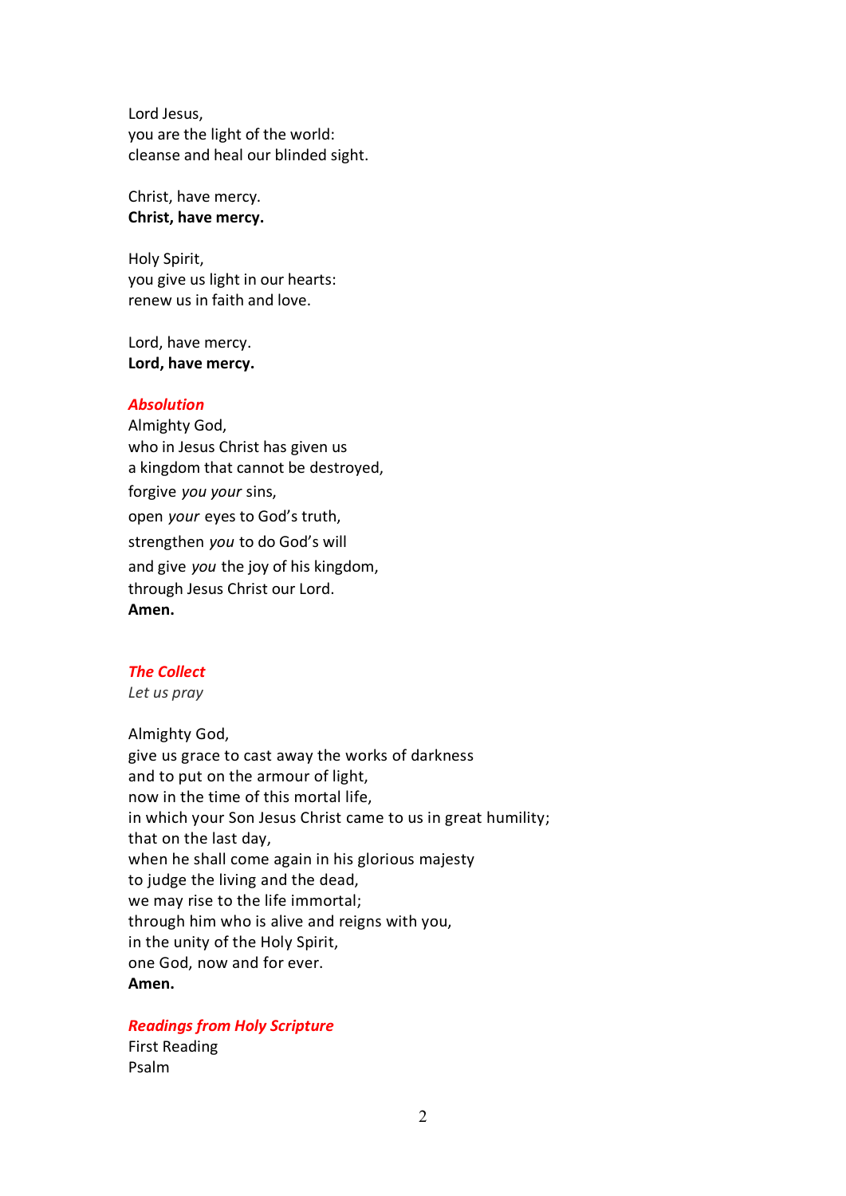Lord Jesus,
you are the light of the world:
cleanse and heal our blinded sight.

Christ, have mercy.
**Christ, have mercy.**

Holy Spirit,
you give us light in our hearts:
renew us in faith and love.

Lord, have mercy.
**Lord, have mercy.**

***Absolution***

Almighty God,
who in Jesus Christ has given us
a kingdom that cannot be destroyed,
forgive *you your* sins,
open *your* eyes to God's truth,
strengthen *you* to do God's will
and give *you* the joy of his kingdom,
through Jesus Christ our Lord.
**Amen.**

***The Collect***

*Let us pray*

Almighty God,
give us grace to cast away the works of darkness
and to put on the armour of light,
now in the time of this mortal life,
in which your Son Jesus Christ came to us in great humility;
that on the last day,
when he shall come again in his glorious majesty
to judge the living and the dead,
we may rise to the life immortal;
through him who is alive and reigns with you,
in the unity of the Holy Spirit,
one God, now and for ever.
**Amen.**

***Readings from Holy Scripture***

First Reading
Psalm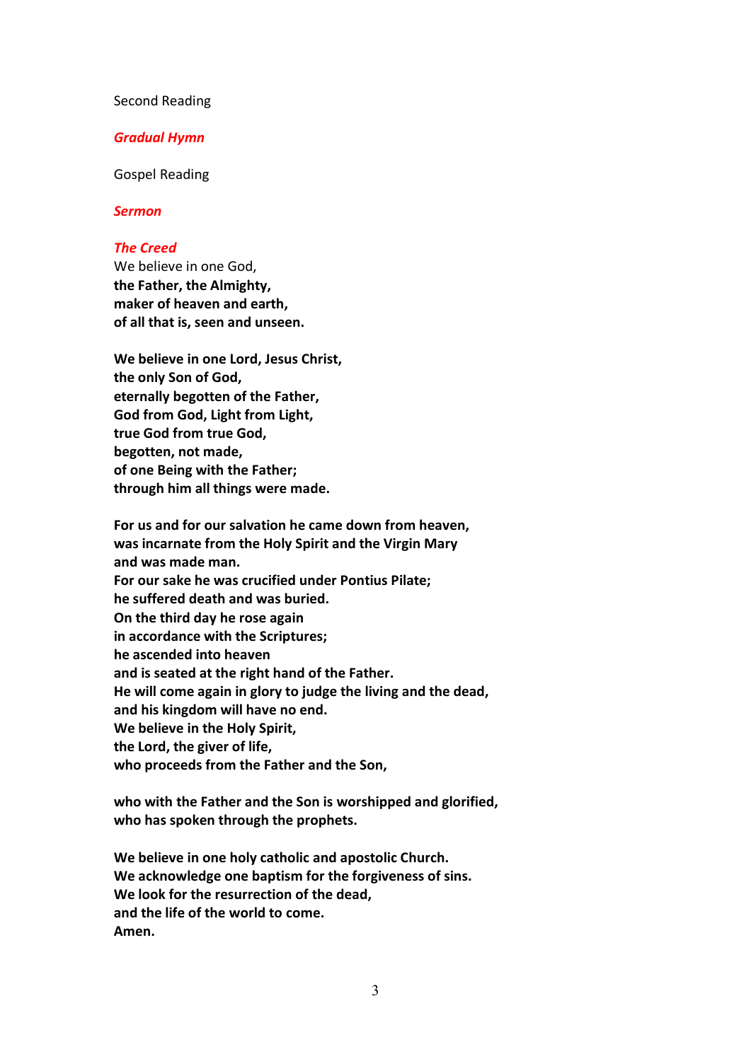Second Reading

***Gradual Hymn***

Gospel Reading

***Sermon***

***The Creed***

We believe in one God,
**the Father, the Almighty,**
**maker of heaven and earth,**
**of all that is, seen and unseen.**

**We believe in one Lord, Jesus Christ,**
**the only Son of God,**
**eternally begotten of the Father,**
**God from God, Light from Light,**
**true God from true God,**
**begotten, not made,**
**of one Being with the Father;**
**through him all things were made.**

**For us and for our salvation he came down from heaven,**
**was incarnate from the Holy Spirit and the Virgin Mary**
**and was made man.**
**For our sake he was crucified under Pontius Pilate;**
**he suffered death and was buried.**
**On the third day he rose again**
**in accordance with the Scriptures;**
**he ascended into heaven**
**and is seated at the right hand of the Father.**
**He will come again in glory to judge the living and the dead,**
**and his kingdom will have no end.**
**We believe in the Holy Spirit,**
**the Lord, the giver of life,**
**who proceeds from the Father and the Son,**

**who with the Father and the Son is worshipped and glorified,**
**who has spoken through the prophets.**

**We believe in one holy catholic and apostolic Church.**
**We acknowledge one baptism for the forgiveness of sins.**
**We look for the resurrection of the dead,**
**and the life of the world to come.**
**Amen.**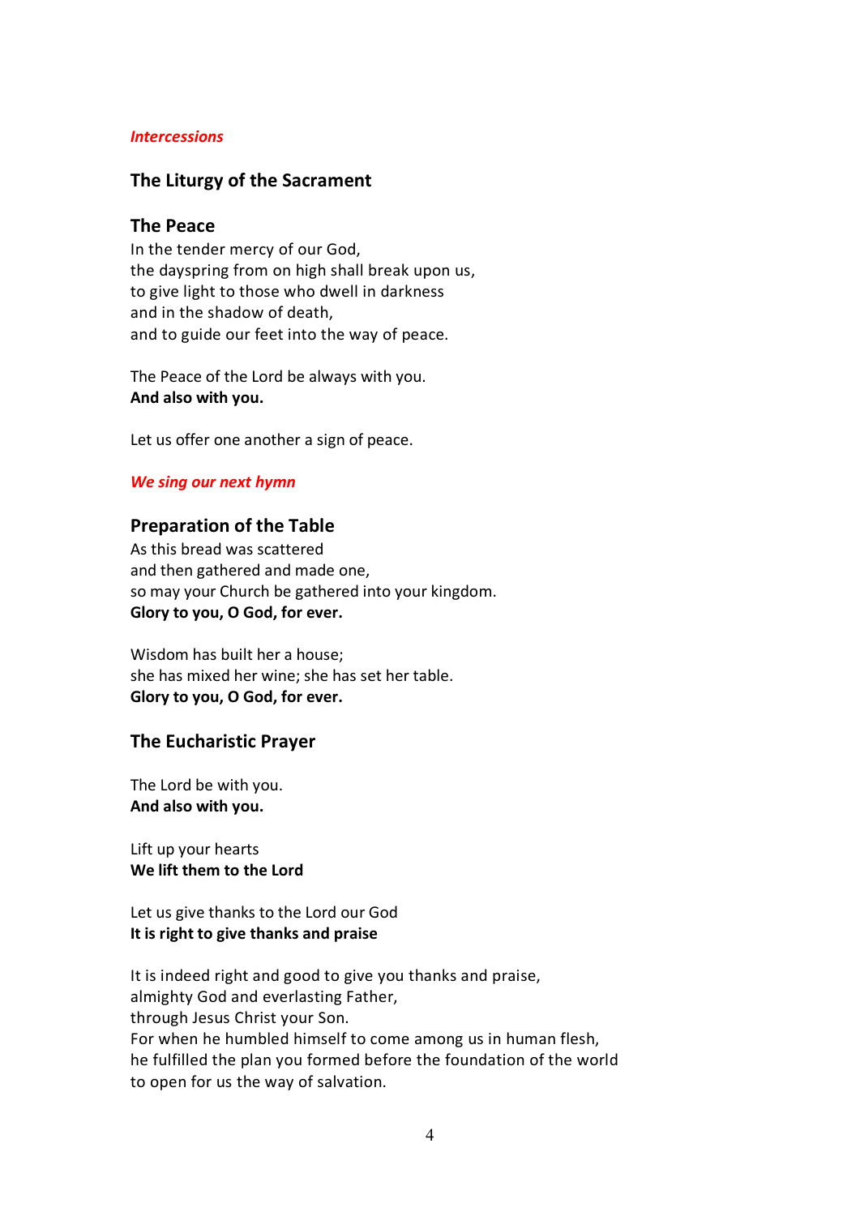*Intercessions*

## The Liturgy of the Sacrament

### The Peace

In the tender mercy of our God,
the dayspring from on high shall break upon us,
to give light to those who dwell in darkness
and in the shadow of death,
and to guide our feet into the way of peace.

The Peace of the Lord be always with you.
**And also with you.**

Let us offer one another a sign of peace.

*We sing our next hymn*

### Preparation of the Table

As this bread was scattered
and then gathered and made one,
so may your Church be gathered into your kingdom.
**Glory to you, O God, for ever.**

Wisdom has built her a house;
she has mixed her wine; she has set her table.
**Glory to you, O God, for ever.**

### The Eucharistic Prayer

The Lord be with you.
**And also with you.**

Lift up your hearts
**We lift them to the Lord**

Let us give thanks to the Lord our God
**It is right to give thanks and praise**

It is indeed right and good to give you thanks and praise,
almighty God and everlasting Father,
through Jesus Christ your Son.
For when he humbled himself to come among us in human flesh,
he fulfilled the plan you formed before the foundation of the world
to open for us the way of salvation.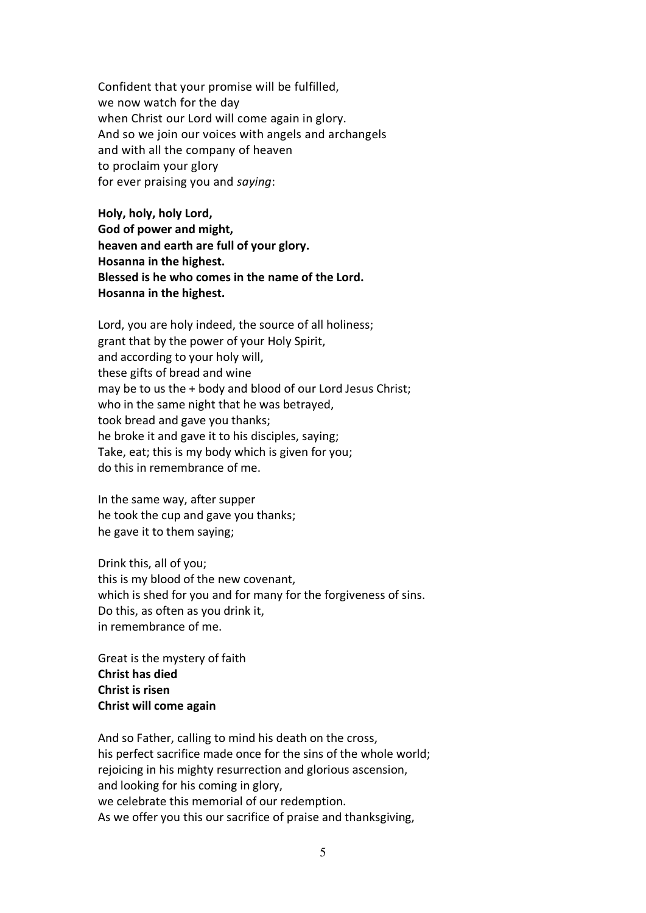Confident that your promise will be fulfilled,
we now watch for the day
when Christ our Lord will come again in glory.
And so we join our voices with angels and archangels
and with all the company of heaven
to proclaim your glory
for ever praising you and *saying*:

**Holy, holy, holy Lord,**
**God of power and might,**
**heaven and earth are full of your glory.**
**Hosanna in the highest.**
**Blessed is he who comes in the name of the Lord.**
**Hosanna in the highest.**

Lord, you are holy indeed, the source of all holiness;
grant that by the power of your Holy Spirit,
and according to your holy will,
these gifts of bread and wine
may be to us the + body and blood of our Lord Jesus Christ;
who in the same night that he was betrayed,
took bread and gave you thanks;
he broke it and gave it to his disciples, saying;
Take, eat; this is my body which is given for you;
do this in remembrance of me.

In the same way, after supper
he took the cup and gave you thanks;
he gave it to them saying;

Drink this, all of you;
this is my blood of the new covenant,
which is shed for you and for many for the forgiveness of sins.
Do this, as often as you drink it,
in remembrance of me.

Great is the mystery of faith
**Christ has died**
**Christ is risen**
**Christ will come again**

And so Father, calling to mind his death on the cross,
his perfect sacrifice made once for the sins of the whole world;
rejoicing in his mighty resurrection and glorious ascension,
and looking for his coming in glory,
we celebrate this memorial of our redemption.
As we offer you this our sacrifice of praise and thanksgiving,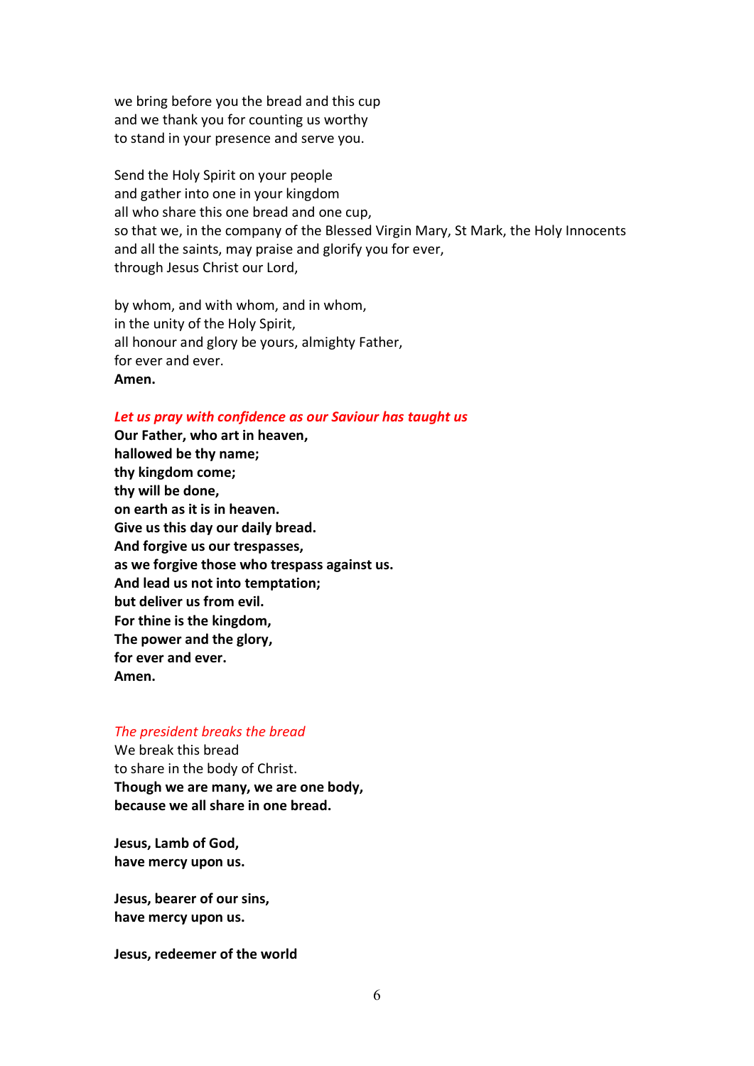we bring before you the bread and this cup
and we thank you for counting us worthy
to stand in your presence and serve you.

Send the Holy Spirit on your people
and gather into one in your kingdom
all who share this one bread and one cup,
so that we, in the company of the Blessed Virgin Mary, St Mark, the Holy Innocents
and all the saints, may praise and glorify you for ever,
through Jesus Christ our Lord,

by whom, and with whom, and in whom,
in the unity of the Holy Spirit,
all honour and glory be yours, almighty Father,
for ever and ever.
**Amen.**

***Let us pray with confidence as our Saviour has taught us***
**Our Father, who art in heaven,**
**hallowed be thy name;**
**thy kingdom come;**
**thy will be done,**
**on earth as it is in heaven.**
**Give us this day our daily bread.**
**And forgive us our trespasses,**
**as we forgive those who trespass against us.**
**And lead us not into temptation;**
**but deliver us from evil.**
**For thine is the kingdom,**
**The power and the glory,**
**for ever and ever.**
**Amen.**

*The president breaks the bread*
We break this bread
to share in the body of Christ.
**Though we are many, we are one body,**
**because we all share in one bread.**

**Jesus, Lamb of God,**
**have mercy upon us.**

**Jesus, bearer of our sins,**
**have mercy upon us.**

**Jesus, redeemer of the world**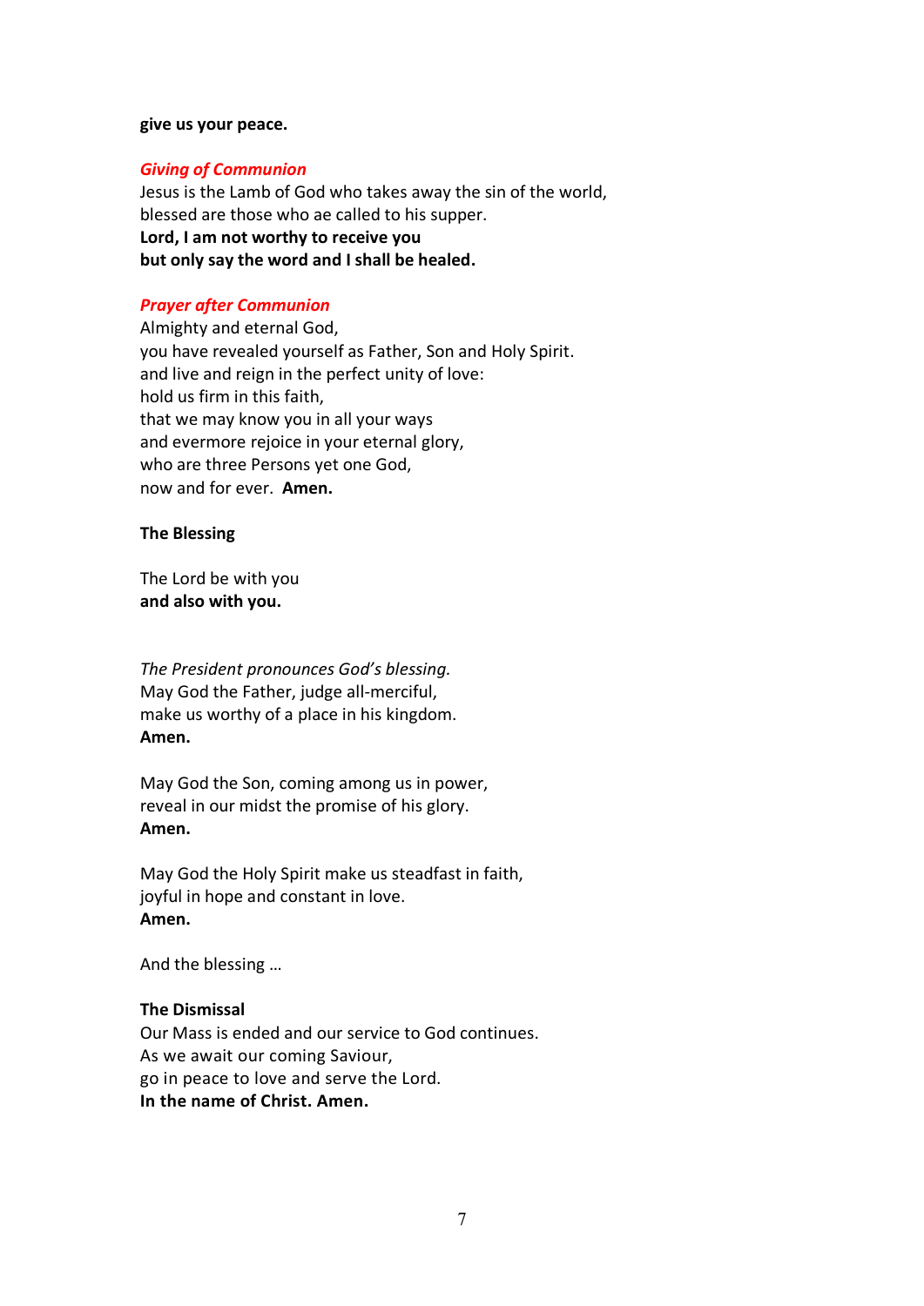**give us your peace.**

***Giving of Communion***

Jesus is the Lamb of God who takes away the sin of the world,
blessed are those who ae called to his supper.
**Lord, I am not worthy to receive you**
**but only say the word and I shall be healed.**

***Prayer after Communion***

Almighty and eternal God,
you have revealed yourself as Father, Son and Holy Spirit.
and live and reign in the perfect unity of love:
hold us firm in this faith,
that we may know you in all your ways
and evermore rejoice in your eternal glory,
who are three Persons yet one God,
now and for ever. **Amen.**

**The Blessing**

The Lord be with you
**and also with you.**

*The President pronounces God's blessing.*
May God the Father, judge all-merciful,
make us worthy of a place in his kingdom.
**Amen.**

May God the Son, coming among us in power,
reveal in our midst the promise of his glory.
**Amen.**

May God the Holy Spirit make us steadfast in faith,
joyful in hope and constant in love.
**Amen.**

And the blessing …

**The Dismissal**

Our Mass is ended and our service to God continues.
As we await our coming Saviour,
go in peace to love and serve the Lord.
**In the name of Christ. Amen.**